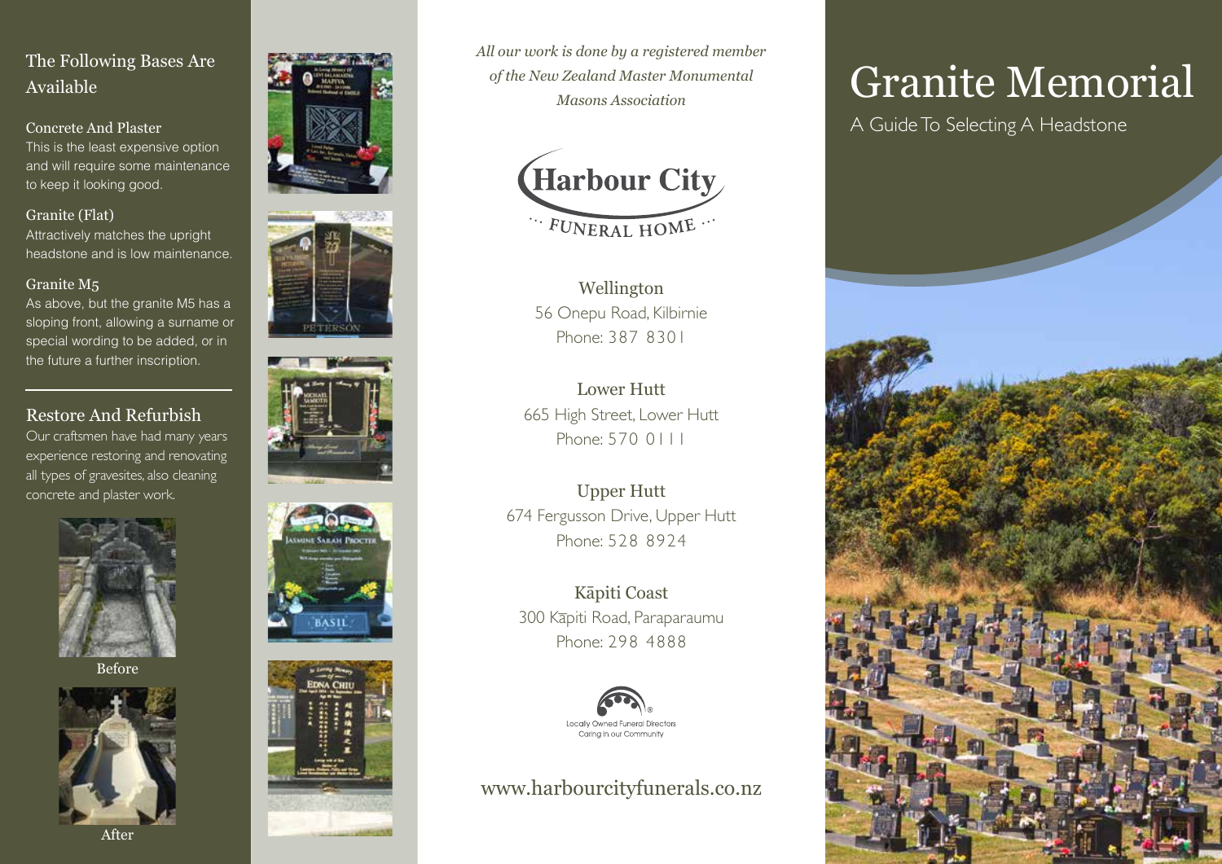## The Following Bases Are Available

### Concrete And Plaster

This is the least expensive option and will require some maintenance to keep it looking good.

### Granite (Flat)

Attractively matches the upright headstone and is low maintenance.

### Granite M5

As above, but the granite M5 has a sloping front, allowing a surname or special wording to be added, or in the future a further inscription.

## Restore And Refurbish

Our craftsmen have had many years experience restoring and renovating all types of gravesites, also cleaning concrete and plaster work.

Before

After

*All our work is done by a registered member of the New Zealand Master Monumental Masons Association*

**Harbour City**
FUNERAL HOME

**Wellington**
56 Onepu Road, Kilbirnie
Phone: 387 8301

**Lower Hutt**
665 High Street, Lower Hutt
Phone: 570 0111

**Upper Hutt**
674 Fergusson Drive, Upper Hutt
Phone: 528 8924

**Kāpiti Coast**
300 Kāpiti Road, Paraparaumu
Phone: 298 4888

Locally Owned Funeral Directors
Caring in our Community

www.harbourcityfunerals.co.nz

# Granite Memorial

A Guide To Selecting A Headstone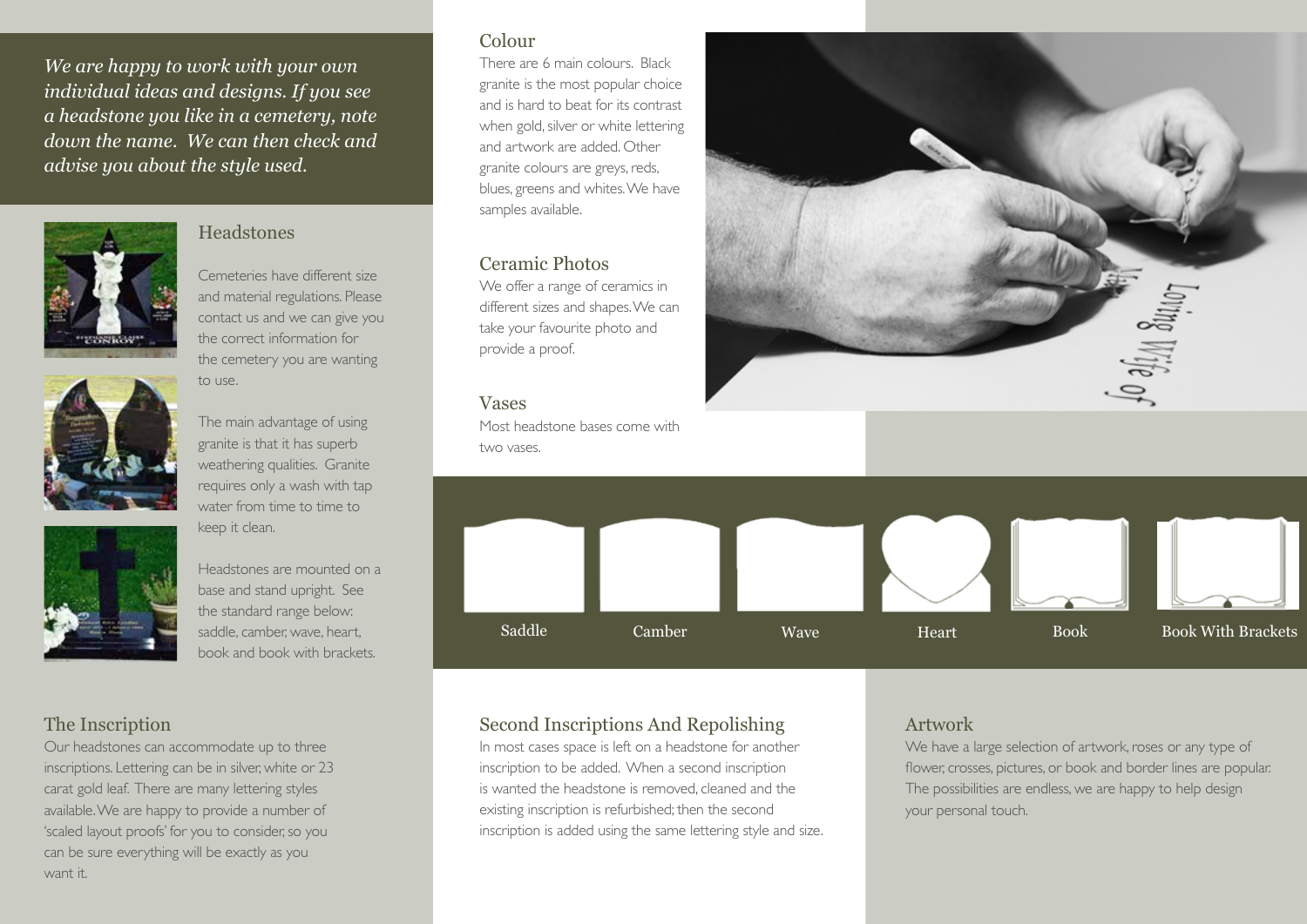*We are happy to work with your own individual ideas and designs. If you see a headstone you like in a cemetery, note down the name. We can then check and advise you about the style used.*

## Headstones

Cemeteries have different size and material regulations. Please contact us and we can give you the correct information for the cemetery you are wanting to use.

The main advantage of using granite is that it has superb weathering qualities. Granite requires only a wash with tap water from time to time to keep it clean.

Headstones are mounted on a base and stand upright. See the standard range below: saddle, camber, wave, heart, book and book with brackets.

## Colour

There are 6 main colours. Black granite is the most popular choice and is hard to beat for its contrast when gold, silver or white lettering and artwork are added. Other granite colours are greys, reds, blues, greens and whites. We have samples available.

## Ceramic Photos

We offer a range of ceramics in different sizes and shapes. We can take your favourite photo and provide a proof.

## Vases

Most headstone bases come with two vases.

Saddle

Camber

Wave

Heart

Book

Book With Brackets

## The Inscription

Our headstones can accommodate up to three inscriptions. Lettering can be in silver, white or 23 carat gold leaf. There are many lettering styles available. We are happy to provide a number of 'scaled layout proofs' for you to consider, so you can be sure everything will be exactly as you want it.

## Second Inscriptions And Repolishing

In most cases space is left on a headstone for another inscription to be added. When a second inscription is wanted the headstone is removed, cleaned and the existing inscription is refurbished; then the second inscription is added using the same lettering style and size.

## Artwork

We have a large selection of artwork, roses or any type of flower, crosses, pictures, or book and border lines are popular. The possibilities are endless, we are happy to help design your personal touch.